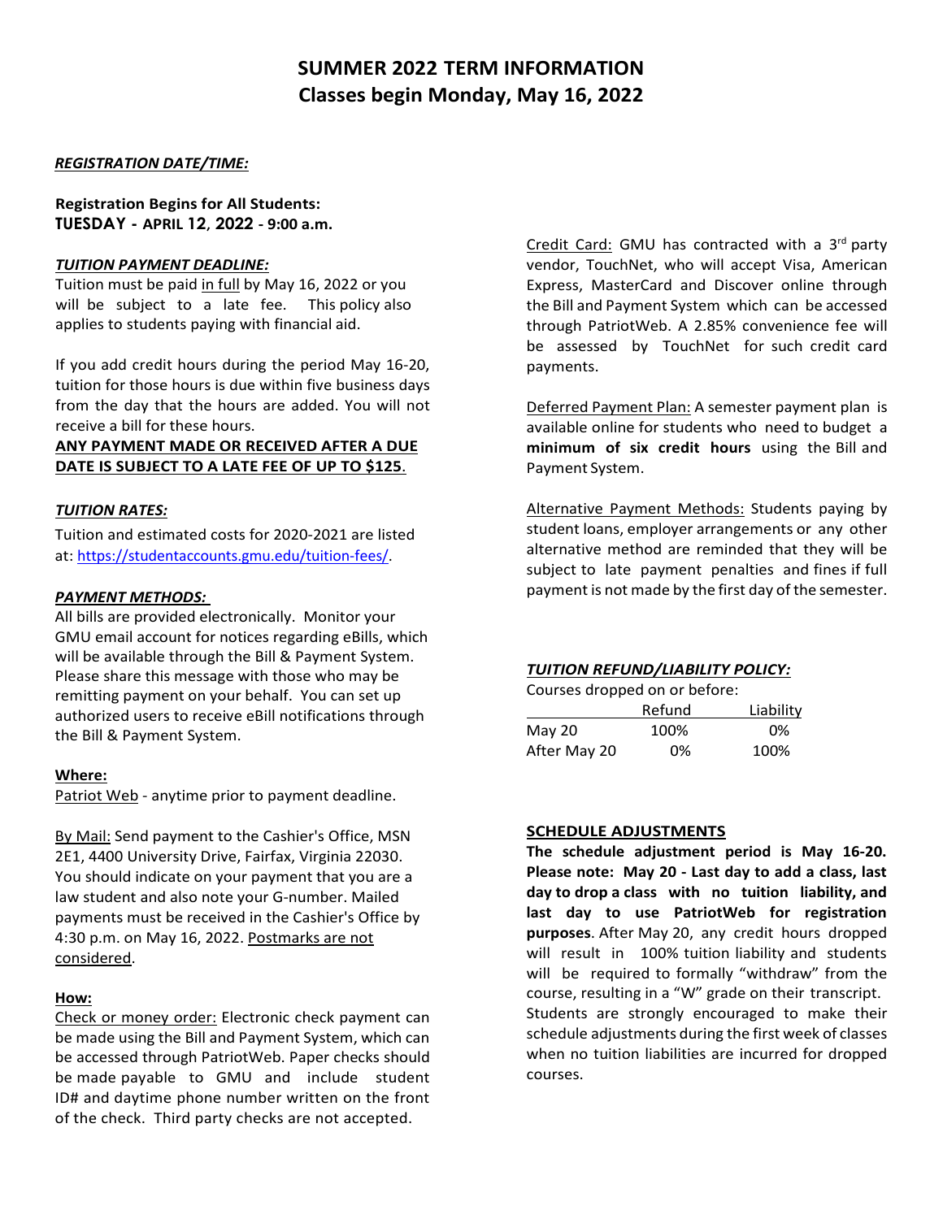# SUMMER 2022 TERM INFORMATION
# Classes begin Monday, May 16, 2022

***REGISTRATION DATE/TIME:***

**Registration Begins for All Students:**
**TUESDAY - APRIL 12, 2022 - 9:00 a.m.**

***TUITION PAYMENT DEADLINE:***

Tuition must be paid in full by May 16, 2022 or you will be subject to a late fee. This policy also applies to students paying with financial aid.

If you add credit hours during the period May 16-20, tuition for those hours is due within five business days from the day that the hours are added. You will not receive a bill for these hours.

**ANY PAYMENT MADE OR RECEIVED AFTER A DUE DATE IS SUBJECT TO A LATE FEE OF UP TO $125.**

***TUITION RATES:***

Tuition and estimated costs for 2020-2021 are listed at: https://studentaccounts.gmu.edu/tuition-fees/.

***PAYMENT METHODS:***

All bills are provided electronically. Monitor your GMU email account for notices regarding eBills, which will be available through the Bill & Payment System. Please share this message with those who may be remitting payment on your behalf. You can set up authorized users to receive eBill notifications through the Bill & Payment System.

**Where:**

Patriot Web - anytime prior to payment deadline.

By Mail: Send payment to the Cashier's Office, MSN 2E1, 4400 University Drive, Fairfax, Virginia 22030. You should indicate on your payment that you are a law student and also note your G-number. Mailed payments must be received in the Cashier's Office by 4:30 p.m. on May 16, 2022. Postmarks are not considered.

**How:**

Check or money order: Electronic check payment can be made using the Bill and Payment System, which can be accessed through PatriotWeb. Paper checks should be made payable to GMU and include student ID# and daytime phone number written on the front of the check. Third party checks are not accepted.

Credit Card: GMU has contracted with a 3rd party vendor, TouchNet, who will accept Visa, American Express, MasterCard and Discover online through the Bill and Payment System which can be accessed through PatriotWeb. A 2.85% convenience fee will be assessed by TouchNet for such credit card payments.

Deferred Payment Plan: A semester payment plan is available online for students who need to budget a **minimum of six credit hours** using the Bill and Payment System.

Alternative Payment Methods: Students paying by student loans, employer arrangements or any other alternative method are reminded that they will be subject to late payment penalties and fines if full payment is not made by the first day of the semester.

***TUITION REFUND/LIABILITY POLICY:***

Courses dropped on or before:

| | Refund | Liability |
|---|---|---|
| May 20 | 100% | 0% |
| After May 20 | 0% | 100% |

**SCHEDULE ADJUSTMENTS**

**The schedule adjustment period is May 16-20. Please note: May 20 - Last day to add a class, last day to drop a class with no tuition liability, and last day to use PatriotWeb for registration purposes**. After May 20, any credit hours dropped will result in 100% tuition liability and students will be required to formally "withdraw" from the course, resulting in a "W" grade on their transcript. Students are strongly encouraged to make their schedule adjustments during the first week of classes when no tuition liabilities are incurred for dropped courses.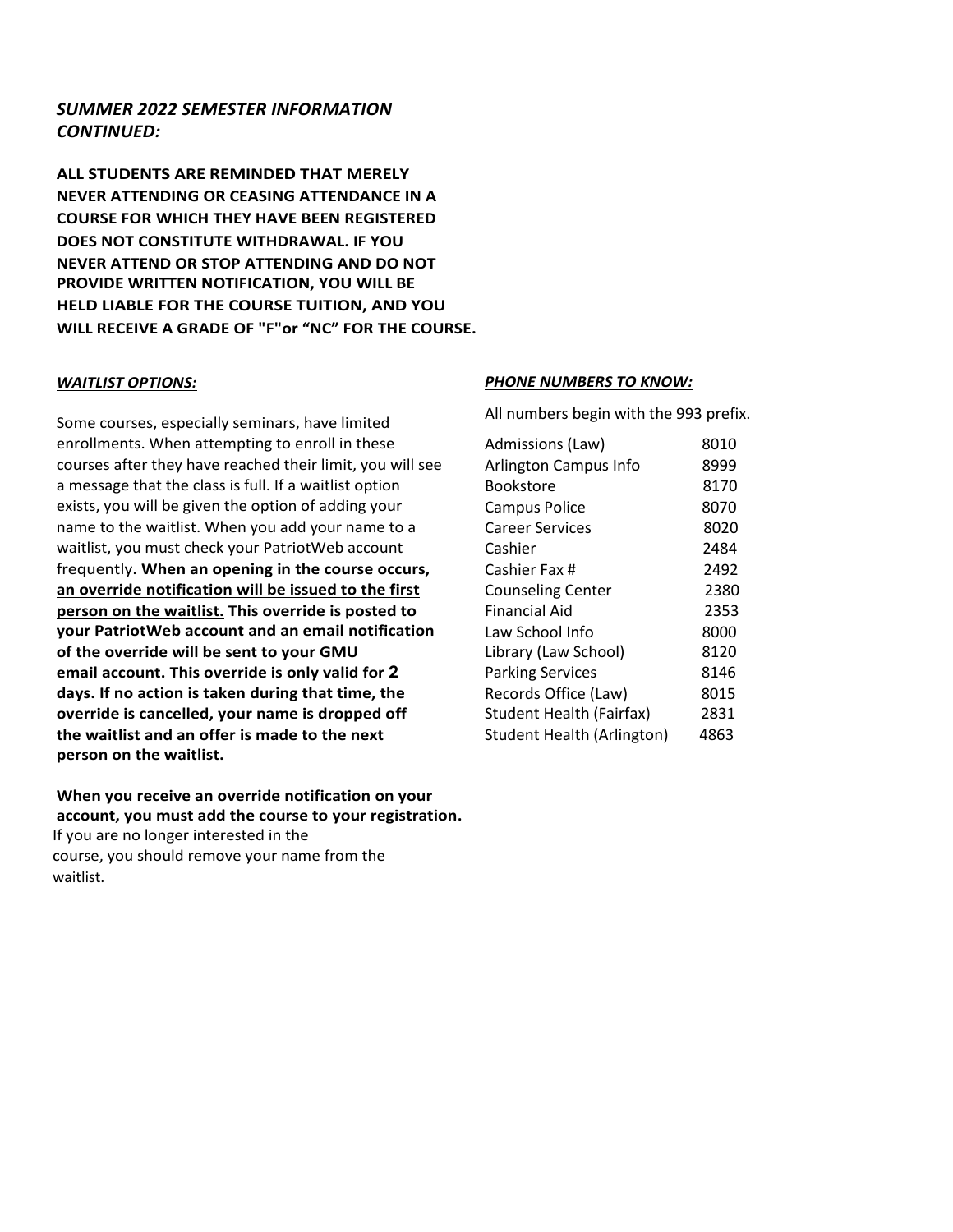## *SUMMER 2022 SEMESTER INFORMATION CONTINUED:*

**ALL STUDENTS ARE REMINDED THAT MERELY NEVER ATTENDING OR CEASING ATTENDANCE IN A COURSE FOR WHICH THEY HAVE BEEN REGISTERED DOES NOT CONSTITUTE WITHDRAWAL. IF YOU NEVER ATTEND OR STOP ATTENDING AND DO NOT PROVIDE WRITTEN NOTIFICATION, YOU WILL BE HELD LIABLE FOR THE COURSE TUITION, AND YOU WILL RECEIVE A GRADE OF "F"or "NC" FOR THE COURSE.**

### *WAITLIST OPTIONS:*

Some courses, especially seminars, have limited enrollments. When attempting to enroll in these courses after they have reached their limit, you will see a message that the class is full. If a waitlist option exists, you will be given the option of adding your name to the waitlist. When you add your name to a waitlist, you must check your PatriotWeb account frequently. **When an opening in the course occurs, an override notification will be issued to the first person on the waitlist. This override is posted to your PatriotWeb account and an email notification of the override will be sent to your GMU email account. This override is only valid for 2 days. If no action is taken during that time, the override is cancelled, your name is dropped off the waitlist and an offer is made to the next person on the waitlist.**

**When you receive an override notification on your account, you must add the course to your registration.** If you are no longer interested in the course, you should remove your name from the waitlist.

### *PHONE NUMBERS TO KNOW:*

All numbers begin with the 993 prefix.

| | |
|---|---|
| Admissions (Law) | 8010 |
| Arlington Campus Info | 8999 |
| Bookstore | 8170 |
| Campus Police | 8070 |
| Career Services | 8020 |
| Cashier | 2484 |
| Cashier Fax # | 2492 |
| Counseling Center | 2380 |
| Financial Aid | 2353 |
| Law School Info | 8000 |
| Library (Law School) | 8120 |
| Parking Services | 8146 |
| Records Office (Law) | 8015 |
| Student Health (Fairfax) | 2831 |
| Student Health (Arlington) | 4863 |